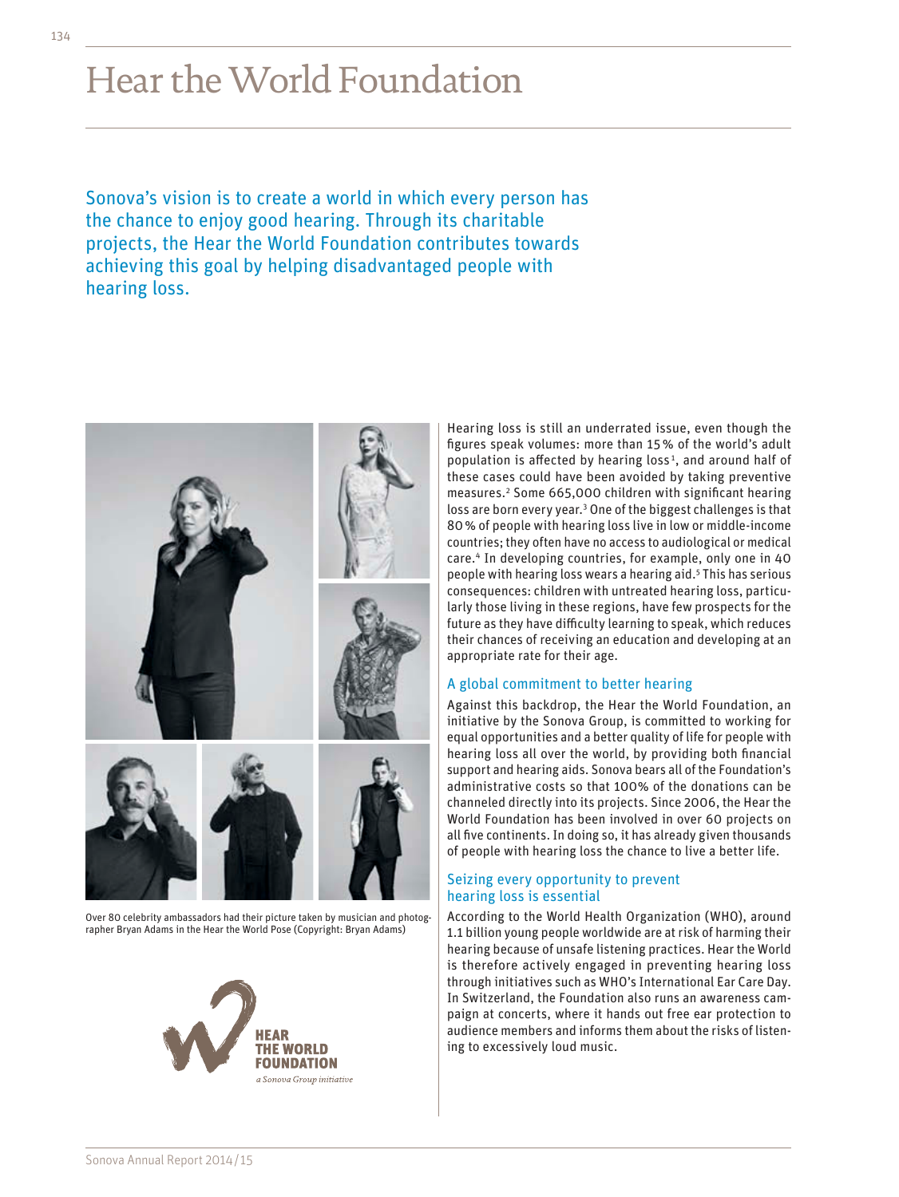# Hear the World Foundation

Sonova's vision is to create a world in which every person has the chance to enjoy good hearing. Through its charitable projects, the Hear the World Foundation contributes towards achieving this goal by helping disadvantaged people with hearing loss.

Over 80 celebrity ambassadors had their picture taken by musician and photographer Bryan Adams in the Hear the World Pose (Copyright: Bryan Adams)

Hearing loss is still an underrated issue, even though the figures speak volumes: more than 15 % of the world's adult population is affected by hearing loss[1], and around half of these cases could have been avoided by taking preventive measures.[2] Some 665,000 children with significant hearing loss are born every year.[3] One of the biggest challenges is that 80 % of people with hearing loss live in low or middle-income countries; they often have no access to audiological or medical care.[4] In developing countries, for example, only one in 40 people with hearing loss wears a hearing aid.[5] This has serious consequences: children with untreated hearing loss, particularly those living in these regions, have few prospects for the future as they have difficulty learning to speak, which reduces their chances of receiving an education and developing at an appropriate rate for their age.

## A global commitment to better hearing

Against this backdrop, the Hear the World Foundation, an initiative by the Sonova Group, is committed to working for equal opportunities and a better quality of life for people with hearing loss all over the world, by providing both financial support and hearing aids. Sonova bears all of the Foundation's administrative costs so that 100% of the donations can be channeled directly into its projects. Since 2006, the Hear the World Foundation has been involved in over 60 projects on all five continents. In doing so, it has already given thousands of people with hearing loss the chance to live a better life.

## Seizing every opportunity to prevent hearing loss is essential

According to the World Health Organization (WHO), around 1.1 billion young people worldwide are at risk of harming their hearing because of unsafe listening practices. Hear the World is therefore actively engaged in preventing hearing loss through initiatives such as WHO's International Ear Care Day. In Switzerland, the Foundation also runs an awareness campaign at concerts, where it hands out free ear protection to audience members and informs them about the risks of listening to excessively loud music.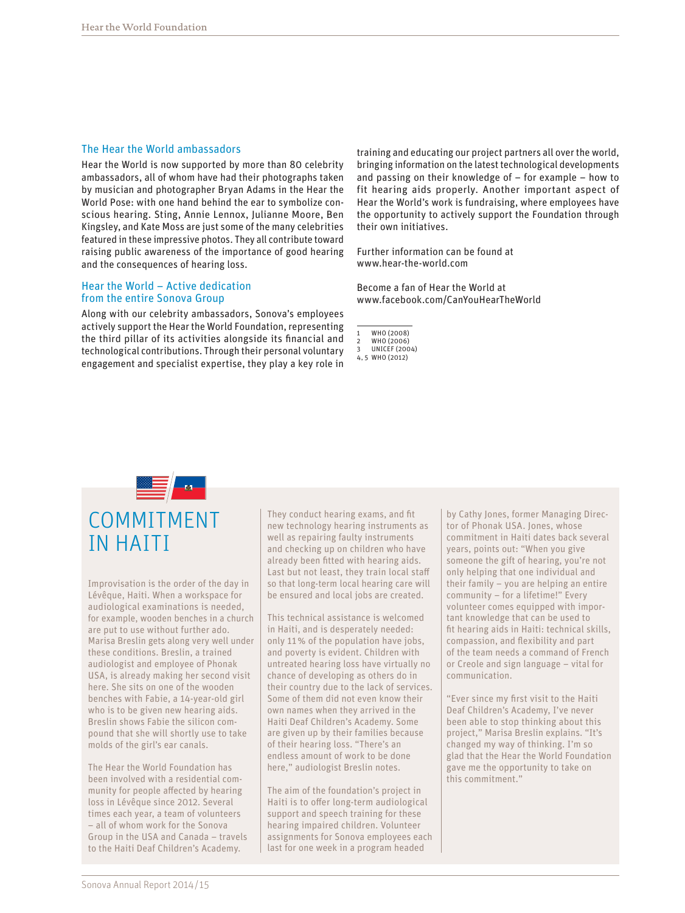## The Hear the World ambassadors

Hear the World is now supported by more than 80 celebrity ambassadors, all of whom have had their photographs taken by musician and photographer Bryan Adams in the Hear the World Pose: with one hand behind the ear to symbolize conscious hearing. Sting, Annie Lennox, Julianne Moore, Ben Kingsley, and Kate Moss are just some of the many celebrities featured in these impressive photos. They all contribute toward raising public awareness of the importance of good hearing and the consequences of hearing loss.

## Hear the World – Active dedication from the entire Sonova Group

Along with our celebrity ambassadors, Sonova's employees actively support the Hear the World Foundation, representing the third pillar of its activities alongside its financial and technological contributions. Through their personal voluntary engagement and specialist expertise, they play a key role in training and educating our project partners all over the world, bringing information on the latest technological developments and passing on their knowledge of – for example – how to fit hearing aids properly. Another important aspect of Hear the World's work is fundraising, where employees have the opportunity to actively support the Foundation through their own initiatives.

Further information can be found at www.hear-the-world.com

Become a fan of Hear the World at www.facebook.com/CanYouHearTheWorld

1 WHO (2008)
2 WHO (2006)
3 UNICEF (2004)
4, 5 WHO (2012)

# COMMITMENT IN HAITI

Improvisation is the order of the day in Lévêque, Haiti. When a workspace for audiological examinations is needed, for example, wooden benches in a church are put to use without further ado. Marisa Breslin gets along very well under these conditions. Breslin, a trained audiologist and employee of Phonak USA, is already making her second visit here. She sits on one of the wooden benches with Fabie, a 14-year-old girl who is to be given new hearing aids. Breslin shows Fabie the silicon compound that she will shortly use to take molds of the girl's ear canals.

The Hear the World Foundation has been involved with a residential community for people affected by hearing loss in Lévêque since 2012. Several times each year, a team of volunteers – all of whom work for the Sonova Group in the USA and Canada – travels to the Haiti Deaf Children's Academy. They conduct hearing exams, and fit new technology hearing instruments as well as repairing faulty instruments and checking up on children who have already been fitted with hearing aids. Last but not least, they train local staff so that long-term local hearing care will be ensured and local jobs are created.

This technical assistance is welcomed in Haiti, and is desperately needed: only 11 % of the population have jobs, and poverty is evident. Children with untreated hearing loss have virtually no chance of developing as others do in their country due to the lack of services. Some of them did not even know their own names when they arrived in the Haiti Deaf Children's Academy. Some are given up by their families because of their hearing loss. "There's an endless amount of work to be done here," audiologist Breslin notes.

The aim of the foundation's project in Haiti is to offer long-term audiological support and speech training for these hearing impaired children. Volunteer assignments for Sonova employees each last for one week in a program headed by Cathy Jones, former Managing Director of Phonak USA. Jones, whose commitment in Haiti dates back several years, points out: "When you give someone the gift of hearing, you're not only helping that one individual and their family – you are helping an entire community – for a lifetime!" Every volunteer comes equipped with important knowledge that can be used to fit hearing aids in Haiti: technical skills, compassion, and flexibility and part of the team needs a command of French or Creole and sign language – vital for communication.

"Ever since my first visit to the Haiti Deaf Children's Academy, I've never been able to stop thinking about this project," Marisa Breslin explains. "It's changed my way of thinking. I'm so glad that the Hear the World Foundation gave me the opportunity to take on this commitment."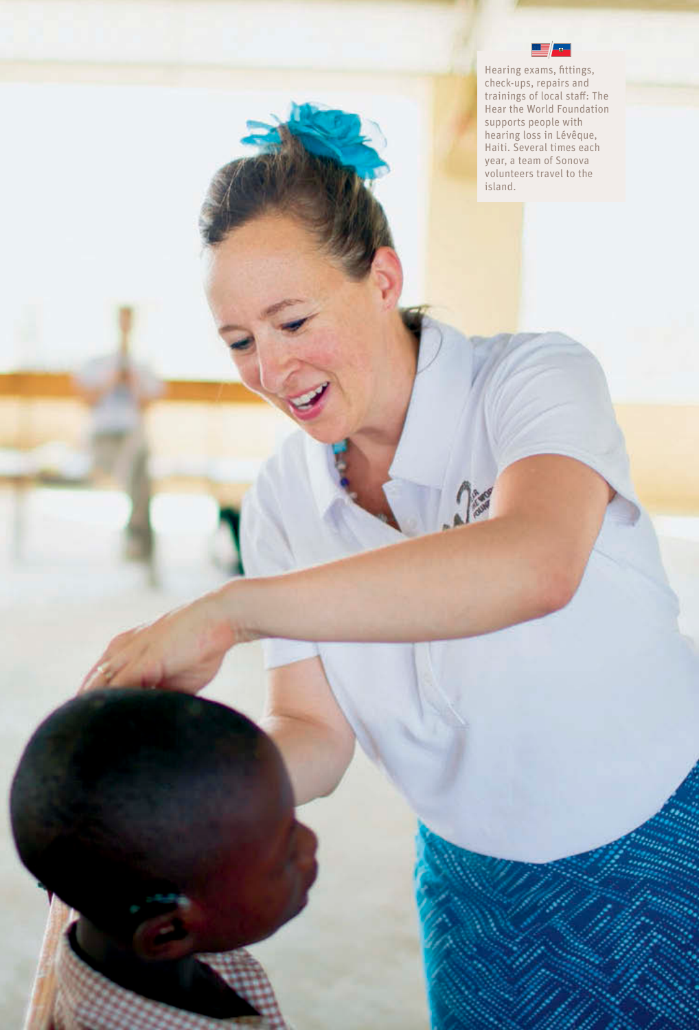Hearing exams, fittings, check-ups, repairs and trainings of local staff: The Hear the World Foundation supports people with hearing loss in Lévêque, Haiti. Several times each year, a team of Sonova volunteers travel to the island.